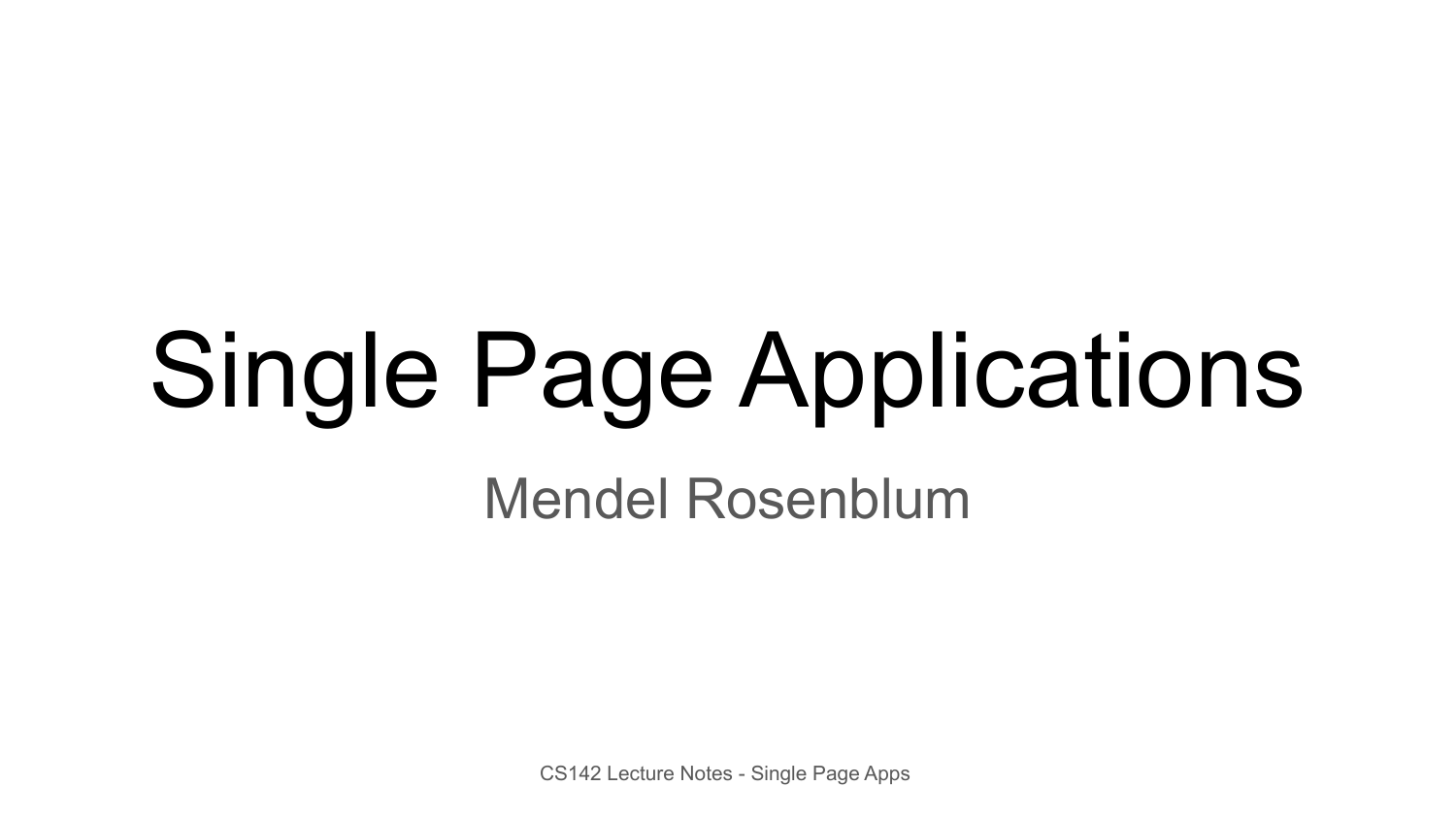# Single Page Applications

Mendel Rosenblum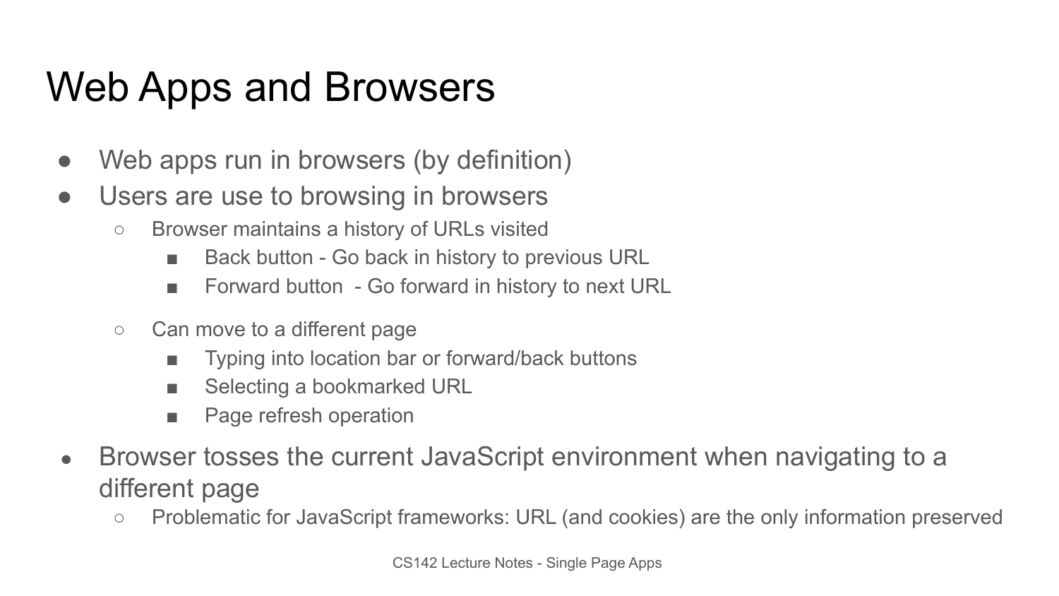# Web Apps and Browsers

- Web apps run in browsers (by definition)
- Users are use to browsing in browsers
  - Browser maintains a history of URLs visited
    - Back button - Go back in history to previous URL
    - Forward button - Go forward in history to next URL
  - Can move to a different page
    - Typing into location bar or forward/back buttons
    - Selecting a bookmarked URL
    - Page refresh operation
- Browser tosses the current JavaScript environment when navigating to a different page
  - Problematic for JavaScript frameworks: URL (and cookies) are the only information preserved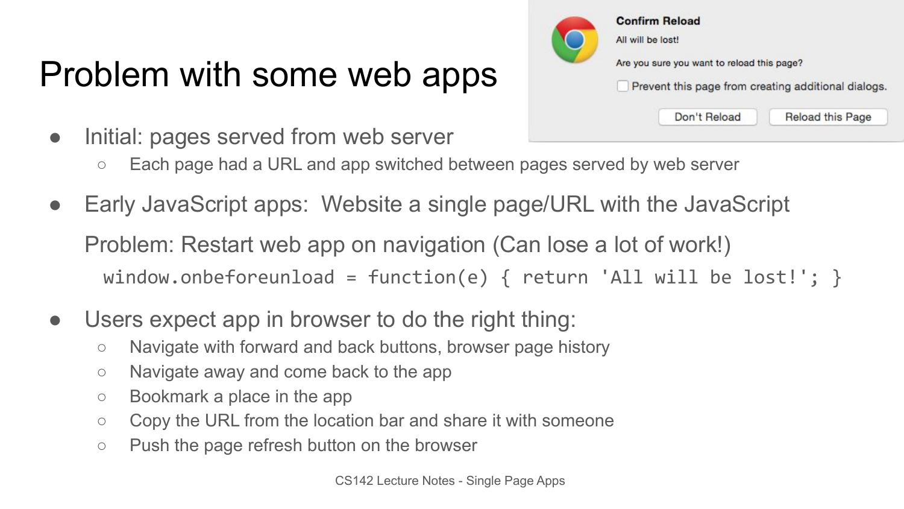# Problem with some web apps

Confirm Reload

All will be lost!

Are you sure you want to reload this page?

Prevent this page from creating additional dialogs.

Don't Reload | Reload this Page

- Initial: pages served from web server
  - Each page had a URL and app switched between pages served by web server
- Early JavaScript apps: Website a single page/URL with the JavaScript

  Problem: Restart web app on navigation (Can lose a lot of work!)

  ```
  window.onbeforeunload = function(e) { return 'All will be lost!'; }
  ```

- Users expect app in browser to do the right thing:
  - Navigate with forward and back buttons, browser page history
  - Navigate away and come back to the app
  - Bookmark a place in the app
  - Copy the URL from the location bar and share it with someone
  - Push the page refresh button on the browser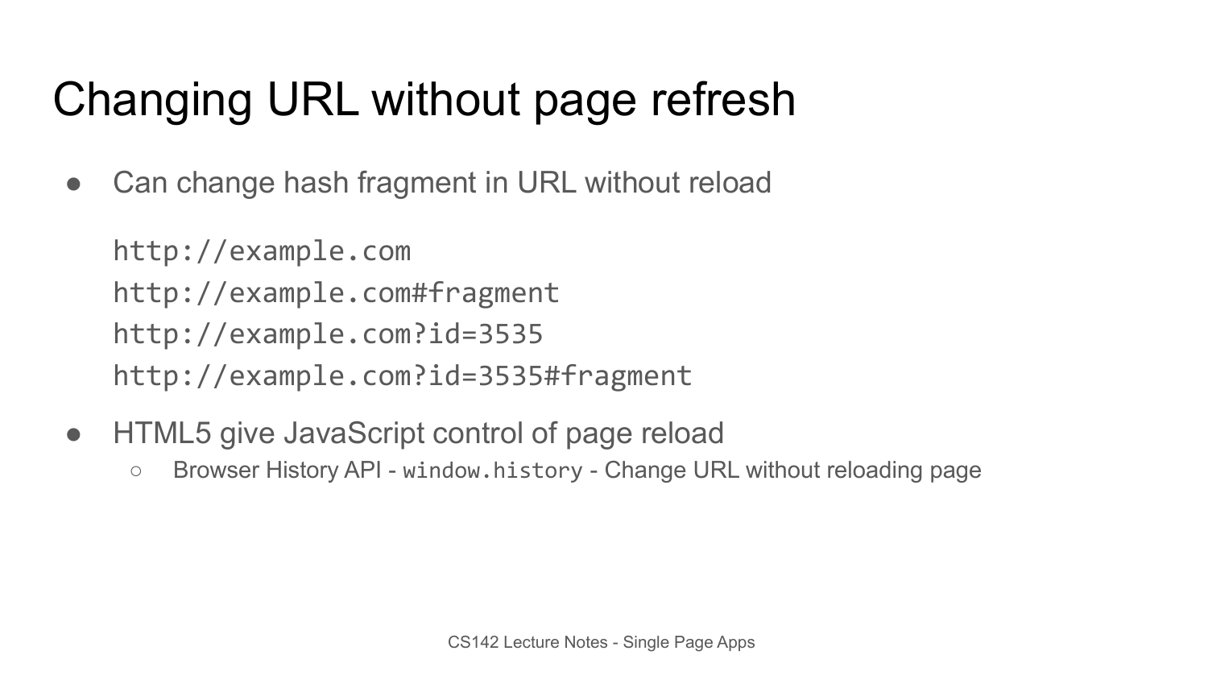# Changing URL without page refresh

- Can change hash fragment in URL without reload

```
http://example.com
http://example.com#fragment
http://example.com?id=3535
http://example.com?id=3535#fragment
```

- HTML5 give JavaScript control of page reload
  - Browser History API - `window.history` - Change URL without reloading page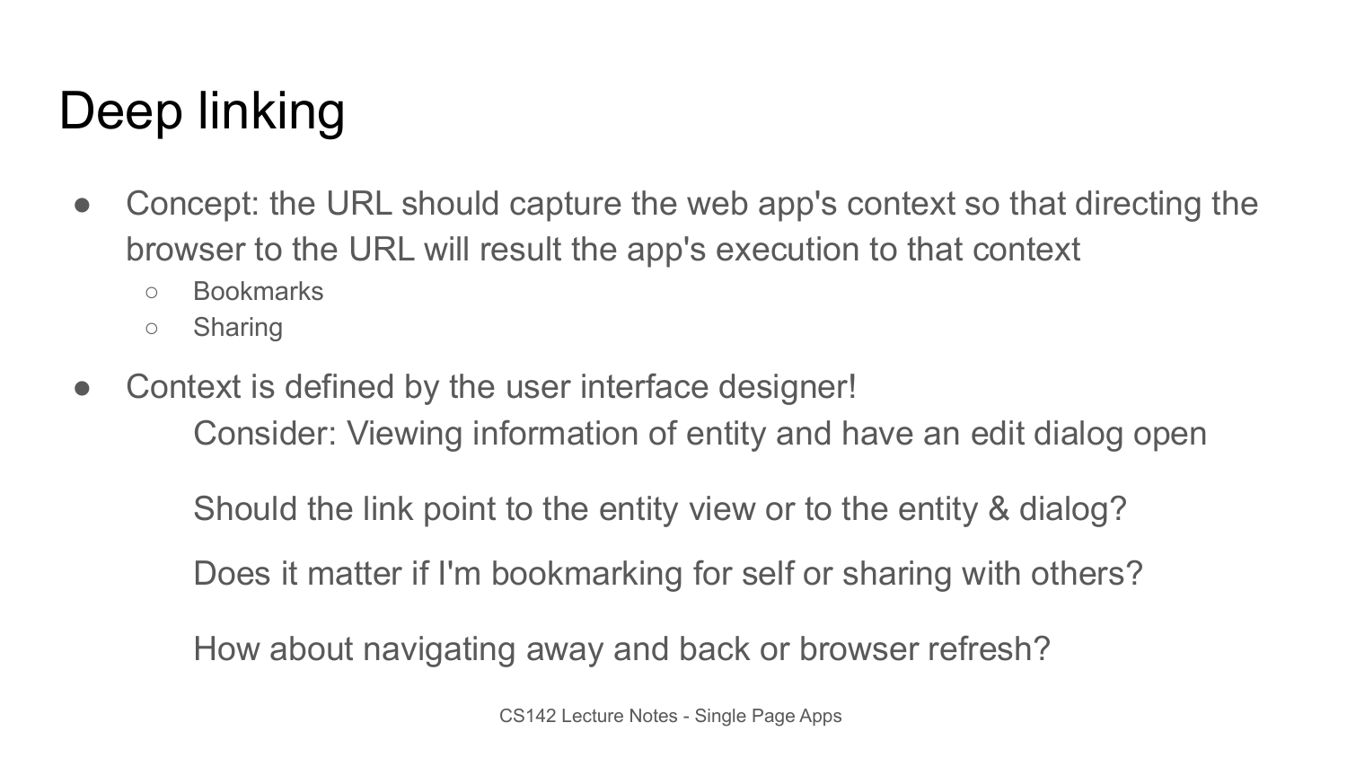# Deep linking

- Concept: the URL should capture the web app's context so that directing the browser to the URL will result the app's execution to that context
  - Bookmarks
  - Sharing
- Context is defined by the user interface designer!

  Consider: Viewing information of entity and have an edit dialog open

  Should the link point to the entity view or to the entity & dialog?

  Does it matter if I'm bookmarking for self or sharing with others?

  How about navigating away and back or browser refresh?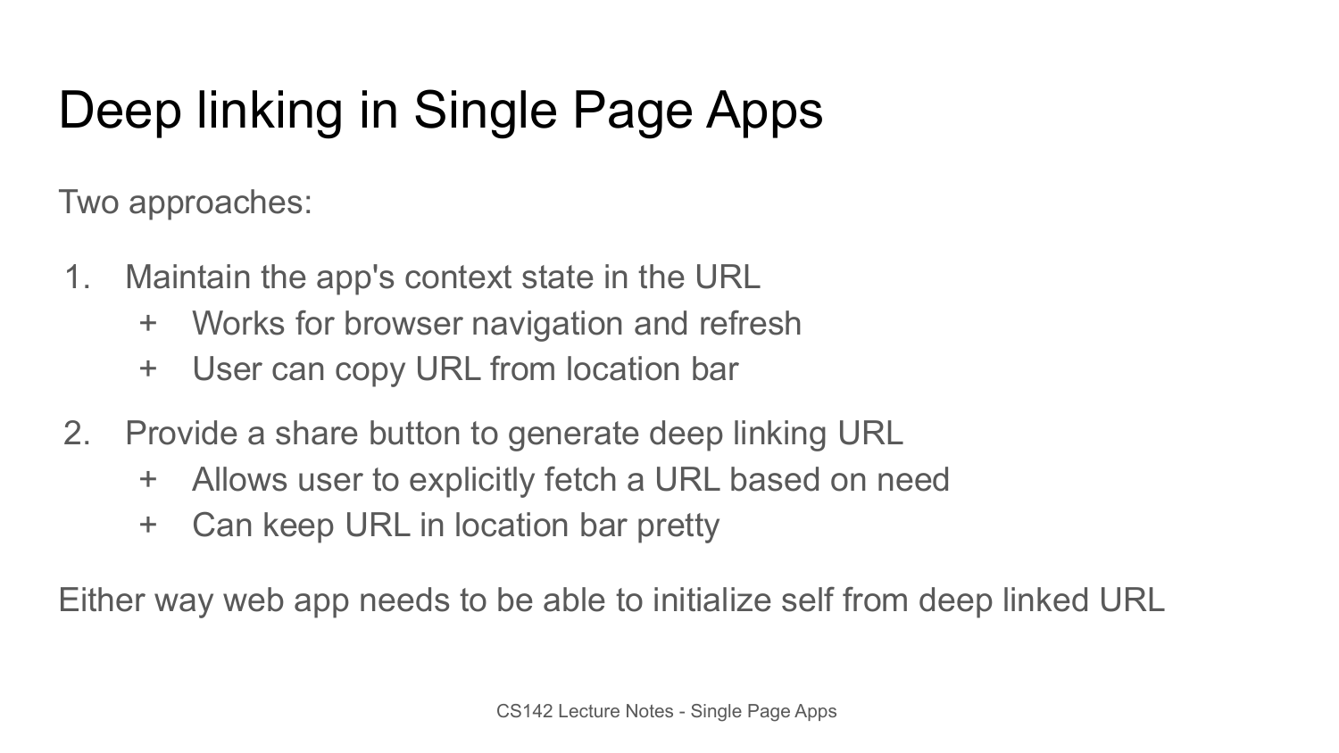# Deep linking in Single Page Apps

Two approaches:

1. Maintain the app's context state in the URL
   + Works for browser navigation and refresh
   + User can copy URL from location bar
2. Provide a share button to generate deep linking URL
   + Allows user to explicitly fetch a URL based on need
   + Can keep URL in location bar pretty

Either way web app needs to be able to initialize self from deep linked URL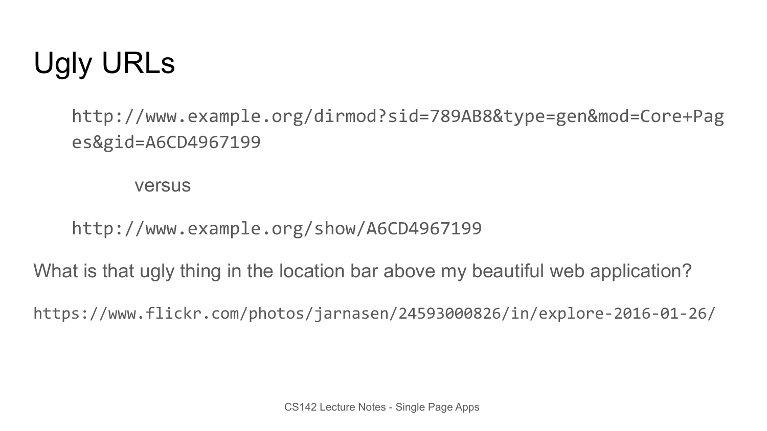# Ugly URLs

```
http://www.example.org/dirmod?sid=789AB8&type=gen&mod=Core+Pages&gid=A6CD4967199
```

versus

```
http://www.example.org/show/A6CD4967199
```

What is that ugly thing in the location bar above my beautiful web application?

```
https://www.flickr.com/photos/jarnasen/24593000826/in/explore-2016-01-26/
```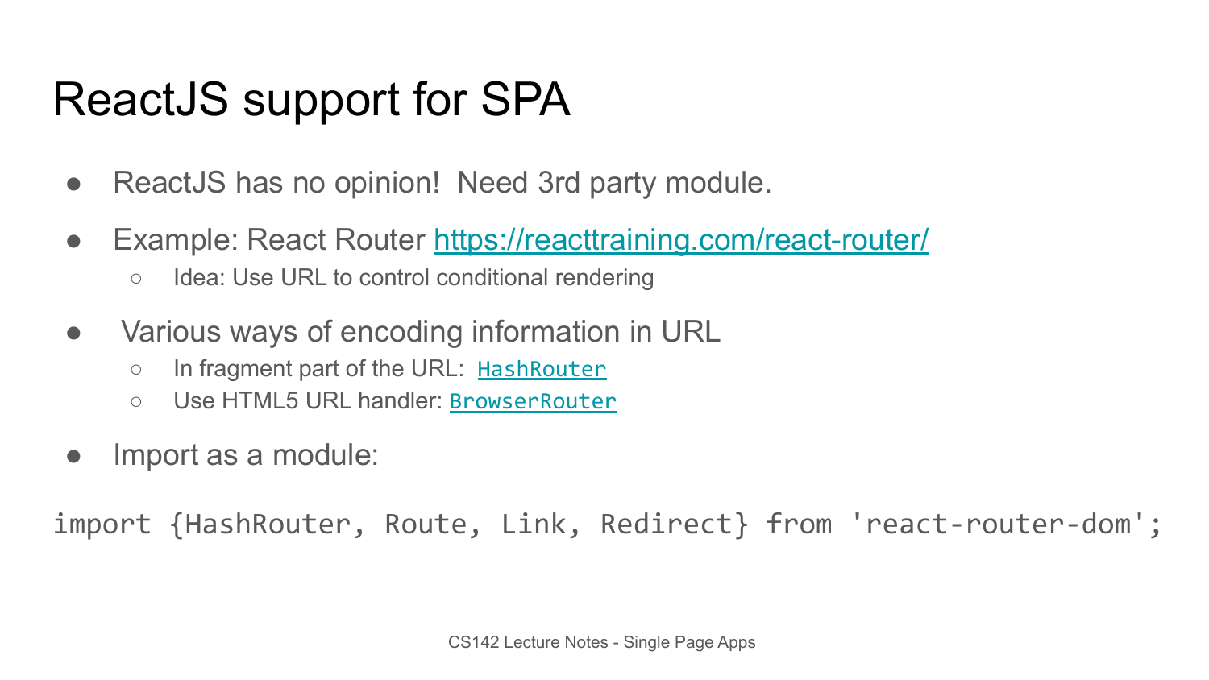# ReactJS support for SPA

- ReactJS has no opinion! Need 3rd party module.
- Example: React Router [https://reacttraining.com/react-router/](https://reacttraining.com/react-router/)
  - Idea: Use URL to control conditional rendering
- Various ways of encoding information in URL
  - In fragment part of the URL: `HashRouter`
  - Use HTML5 URL handler: `BrowserRouter`
- Import as a module:

```
import {HashRouter, Route, Link, Redirect} from 'react-router-dom';
```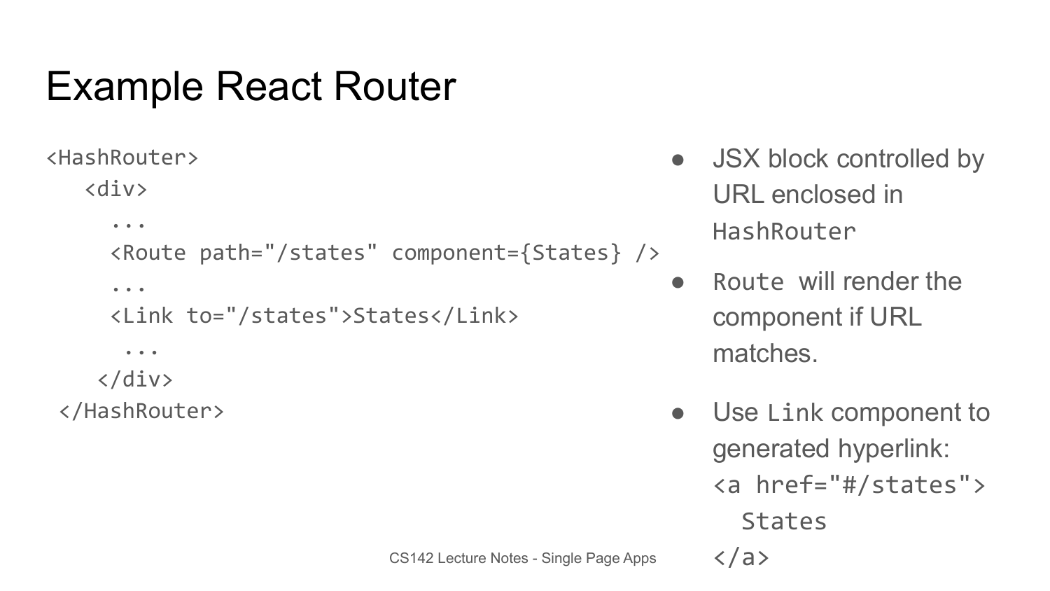# Example React Router

```
<HashRouter>
   <div>
     ...
     <Route path="/states" component={States} />
     ...
     <Link to="/states">States</Link>
      ...
    </div>
 </HashRouter>
```

- JSX block controlled by URL enclosed in `HashRouter`
- `Route` will render the component if URL matches.
- Use `Link` component to generated hyperlink:

```
<a href="#/states">
  States
</a>
```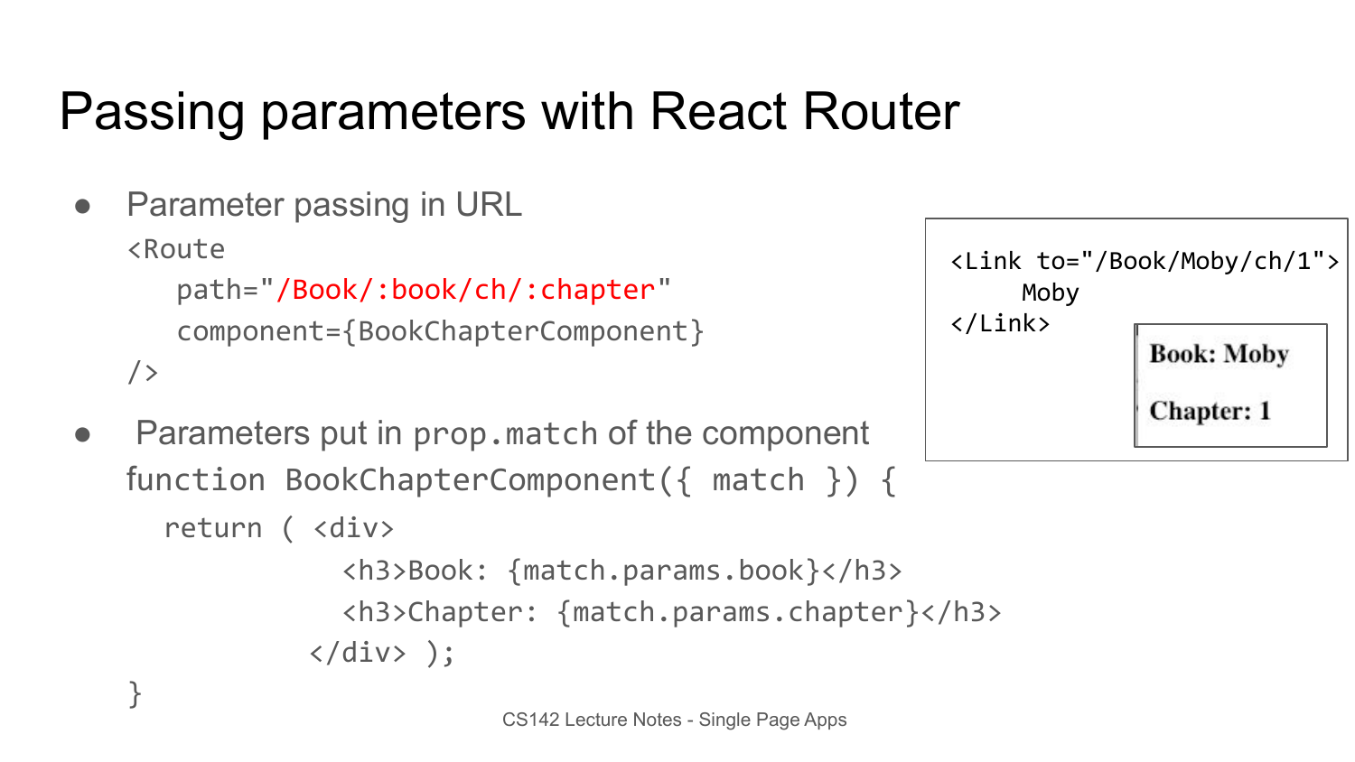# Passing parameters with React Router

- Parameter passing in URL

```
<Route
   path="/Book/:book/ch/:chapter"
   component={BookChapterComponent}
/>
```

- Parameters put in `prop.match` of the component

```
function BookChapterComponent({ match }) {
  return ( <div>
             <h3>Book: {match.params.book}</h3>
             <h3>Chapter: {match.params.chapter}</h3>
           </div> );
}
```

```
<Link to="/Book/Moby/ch/1">
    Moby
</Link>
```

**Book: Moby**

**Chapter: 1**

CS142 Lecture Notes - Single Page Apps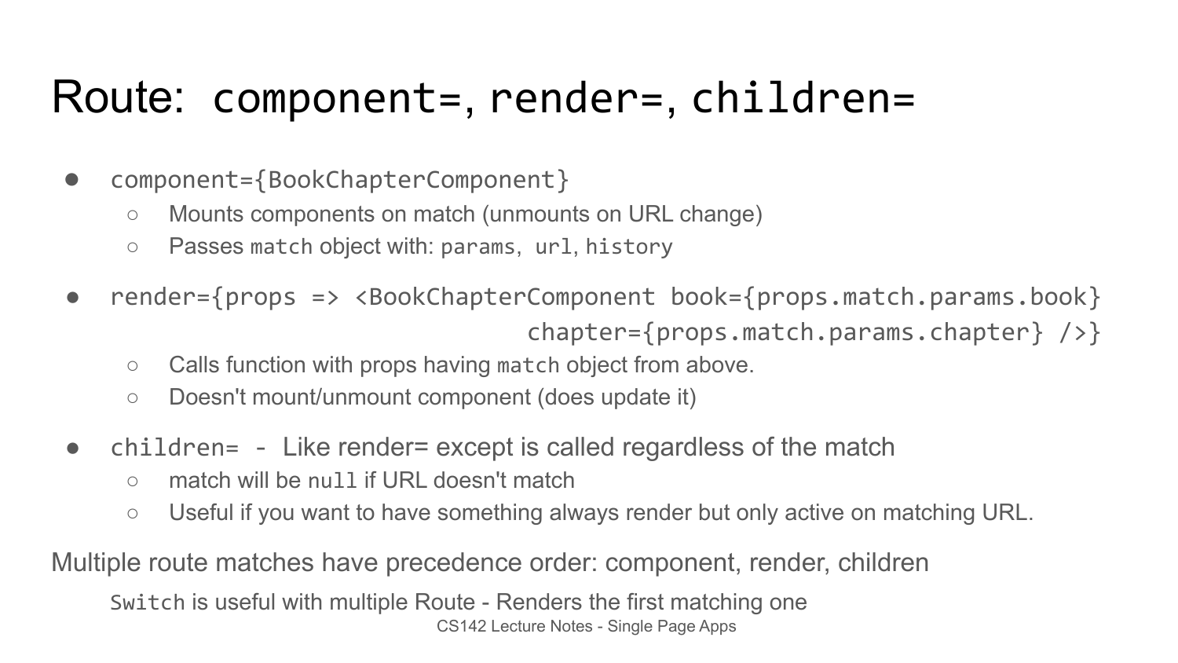# Route: `component=`, `render=`, `children=`

- `component={BookChapterComponent}`
  - Mounts components on match (unmounts on URL change)
  - Passes `match` object with: `params`, `url`, `history`
- `render={props => <BookChapterComponent book={props.match.params.book} chapter={props.match.params.chapter} />}`
  - Calls function with props having `match` object from above.
  - Doesn't mount/unmount component (does update it)
- `children=` - Like render= except is called regardless of the match
  - match will be `null` if URL doesn't match
  - Useful if you want to have something always render but only active on matching URL.

Multiple route matches have precedence order: component, render, children

`Switch` is useful with multiple Route - Renders the first matching one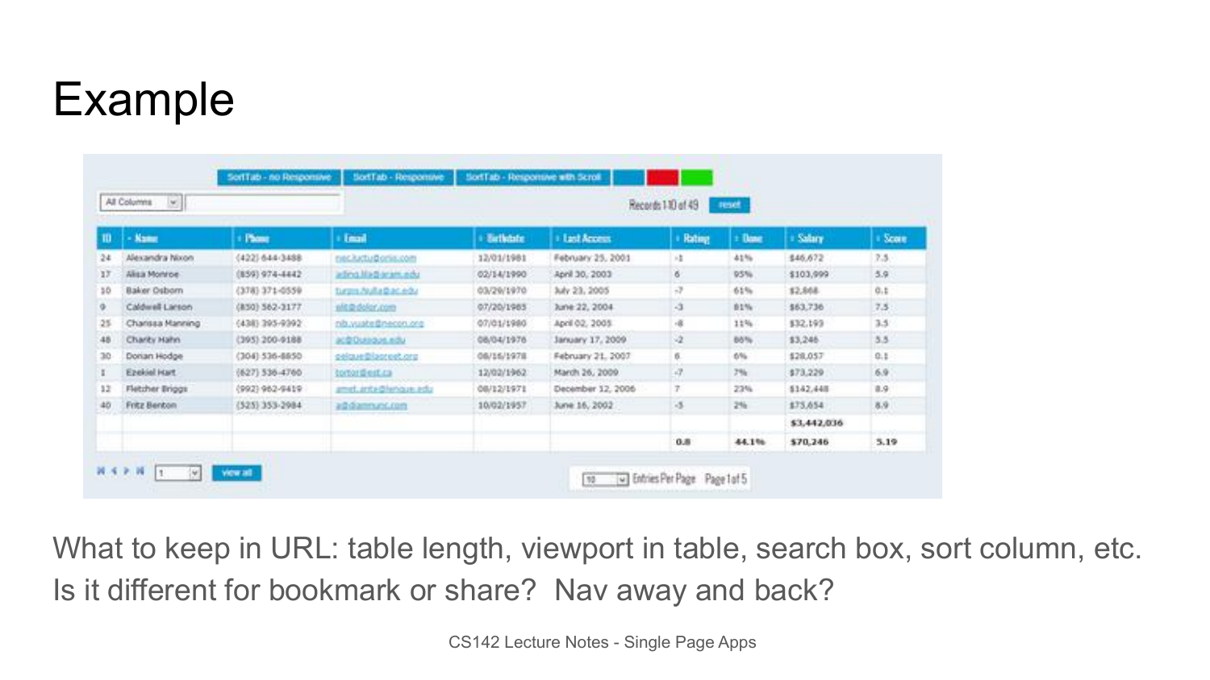# Example

| ID | Name | Phone | Email | Birthdate | Last Access | Rating | Done | Salary | Score |
|---|---|---|---|---|---|---|---|---|---|
| 24 | Alexandra Nixon | (422) 644-3488 | nec.luctu@ornis.com | 12/01/1981 | February 25, 2001 | -1 | 41% | $46,672 | 7.5 |
| 17 | Alisa Monroe | (859) 974-4442 | adinq.lila@aram.edu | 02/14/1990 | April 30, 2003 | 6 | 95% | $103,999 | 5.9 |
| 10 | Baker Osborn | (378) 371-0559 | turpis.Nulla@ac.edu | 03/29/1970 | July 23, 2005 | -7 | 61% | $2,868 | 0.1 |
| 9 | Caldwell Larson | (850) 562-3177 | elit@dolor.com | 07/20/1985 | June 22, 2004 | -3 | 81% | $63,736 | 7.5 |
| 25 | Charissa Manning | (438) 395-9392 | nib.vuate@necon.org | 07/01/1980 | April 02, 2005 | -8 | 11% | $32,193 | 3.5 |
| 48 | Charity Hahn | (395) 200-9188 | ac@Quisque.edu | 08/04/1976 | January 17, 2009 | -2 | 86% | $3,246 | 5.5 |
| 30 | Dorian Hodge | (304) 536-8850 | pelque@laoreet.org | 08/16/1978 | February 21, 2007 | 6 | 6% | $28,057 | 0.1 |
| 1 | Ezekiel Hart | (627) 536-4760 | tortor@est.ca | 12/02/1962 | March 26, 2009 | -7 | 7% | $73,229 | 6.9 |
| 12 | Fletcher Briggs | (992) 962-9419 | amet.ante@lingue.edu | 08/12/1971 | December 12, 2006 | 7 | 23% | $142,448 | 8.9 |
| 40 | Fritz Benton | (525) 353-2984 | a@diamnunc.com | 10/02/1957 | June 16, 2002 | -5 | 2% | $75,654 | 8.9 |
| | | | | | | | | $3,442,036 | |
| | | | | | | 0.8 | 44.1% | $70,246 | 5.19 |

What to keep in URL: table length, viewport in table, search box, sort column, etc. Is it different for bookmark or share? Nav away and back?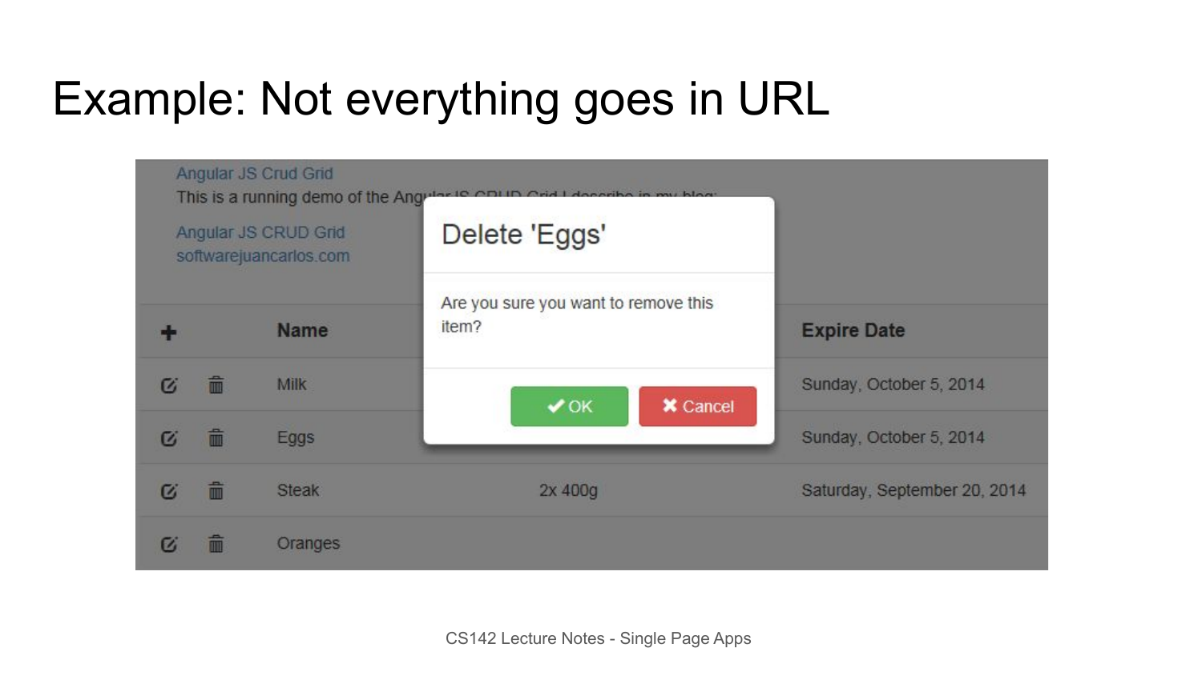# Example: Not everything goes in URL

Angular JS Crud Grid

This is a running demo of the Angular JS CRUD Grid I describe in my blog:

Angular JS CRUD Grid
softwarejuancarlos.com

**Delete 'Eggs'**

Are you sure you want to remove this item?

✔ OK ✖ Cancel

| + | | Name | | Expire Date |
|---|---|---|---|---|
| | | Milk | | Sunday, October 5, 2014 |
| | | Eggs | | Sunday, October 5, 2014 |
| | | Steak | 2x 400g | Saturday, September 20, 2014 |
| | | Oranges | | |